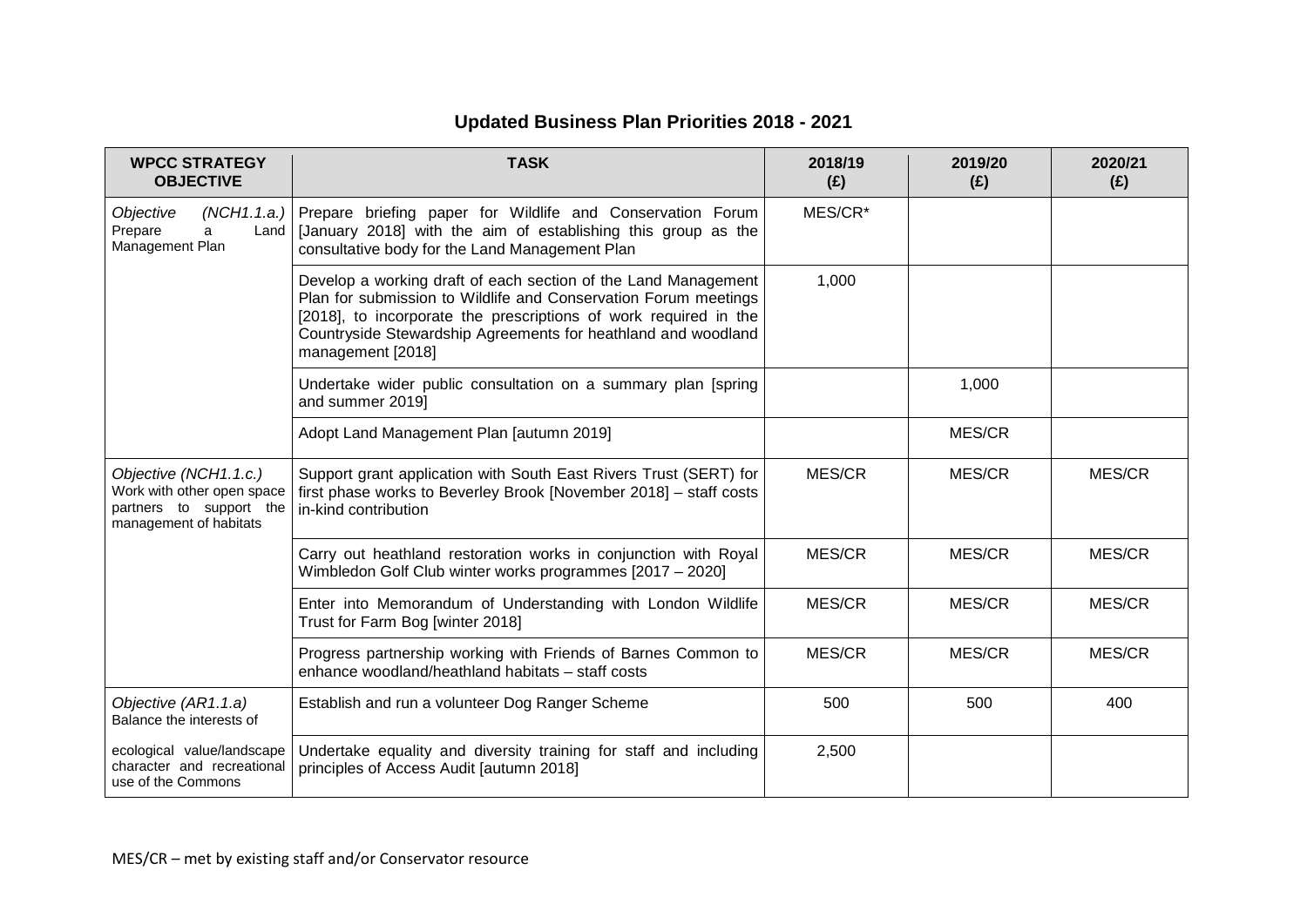## Updated Business Plan Priorities 2018 - 2021

| WPCC STRATEGY OBJECTIVE | TASK | 2018/19 (£) | 2019/20 (£) | 2020/21 (£) |
|---|---|---|---|---|
| *Objective (NCH1.1.a.)* Prepare a Land Management Plan | Prepare briefing paper for Wildlife and Conservation Forum [January 2018] with the aim of establishing this group as the consultative body for the Land Management Plan | MES/CR* | | |
| | Develop a working draft of each section of the Land Management Plan for submission to Wildlife and Conservation Forum meetings [2018], to incorporate the prescriptions of work required in the Countryside Stewardship Agreements for heathland and woodland management [2018] | 1,000 | | |
| | Undertake wider public consultation on a summary plan [spring and summer 2019] | | 1,000 | |
| | Adopt Land Management Plan [autumn 2019] | | MES/CR | |
| *Objective (NCH1.1.c.)* Work with other open space partners to support the management of habitats | Support grant application with South East Rivers Trust (SERT) for first phase works to Beverley Brook [November 2018] – staff costs in-kind contribution | MES/CR | MES/CR | MES/CR |
| | Carry out heathland restoration works in conjunction with Royal Wimbledon Golf Club winter works programmes [2017 – 2020] | MES/CR | MES/CR | MES/CR |
| | Enter into Memorandum of Understanding with London Wildlife Trust for Farm Bog [winter 2018] | MES/CR | MES/CR | MES/CR |
| | Progress partnership working with Friends of Barnes Common to enhance woodland/heathland habitats – staff costs | MES/CR | MES/CR | MES/CR |
| *Objective (AR1.1.a)* Balance the interests of ecological value/landscape character and recreational use of the Commons | Establish and run a volunteer Dog Ranger Scheme | 500 | 500 | 400 |
| | Undertake equality and diversity training for staff and including principles of Access Audit [autumn 2018] | 2,500 | | |

MES/CR – met by existing staff and/or Conservator resource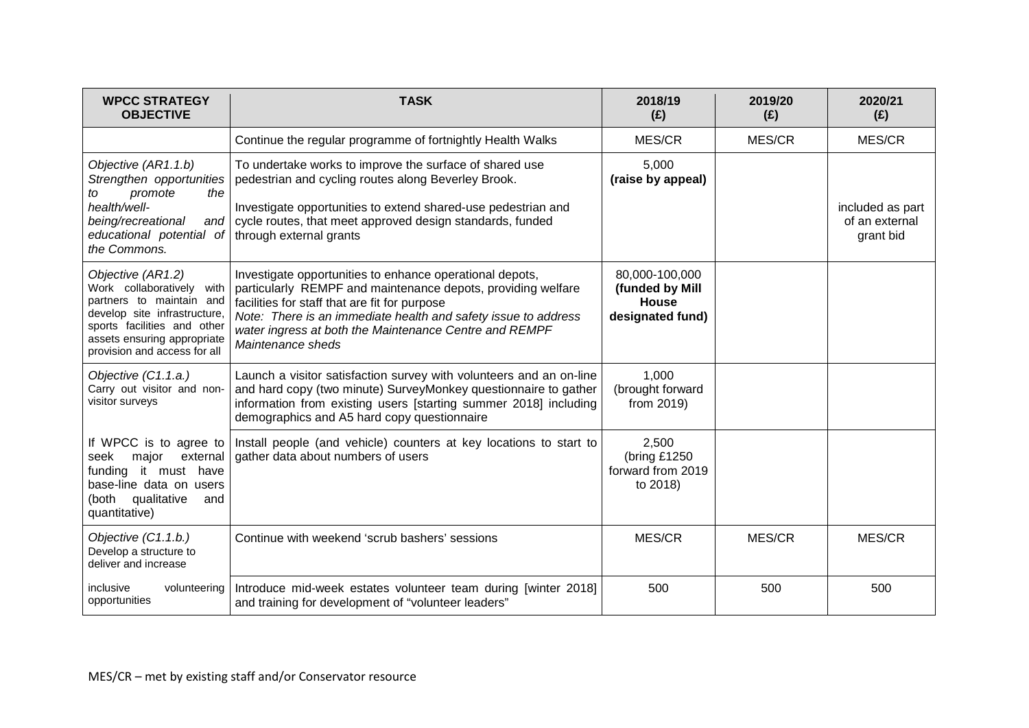| WPCC STRATEGY OBJECTIVE | TASK | 2018/19 (£) | 2019/20 (£) | 2020/21 (£) |
|---|---|---|---|---|
| | Continue the regular programme of fortnightly Health Walks | MES/CR | MES/CR | MES/CR |
| *Objective (AR1.1.b) Strengthen opportunities to promote the health/well-being/recreational and educational potential of the Commons.* | To undertake works to improve the surface of shared use pedestrian and cycling routes along Beverley Brook. | 5,000 **(raise by appeal)** | | |
| | Investigate opportunities to extend shared-use pedestrian and cycle routes, that meet approved design standards, funded through external grants | | | included as part of an external grant bid |
| *Objective (AR1.2)* Work collaboratively with partners to maintain and develop site infrastructure, sports facilities and other assets ensuring appropriate provision and access for all | Investigate opportunities to enhance operational depots, particularly REMPF and maintenance depots, providing welfare facilities for staff that are fit for purpose *Note: There is an immediate health and safety issue to address water ingress at both the Maintenance Centre and REMPF Maintenance sheds* | 80,000-100,000 **(funded by Mill House designated fund)** | | |
| *Objective (C1.1.a.)* Carry out visitor and non-visitor surveys | Launch a visitor satisfaction survey with volunteers and an on-line and hard copy (two minute) SurveyMonkey questionnaire to gather information from existing users [starting summer 2018] including demographics and A5 hard copy questionnaire | 1,000 (brought forward from 2019) | | |
| If WPCC is to agree to seek major external funding it must have base-line data on users (both qualitative and quantitative) | Install people (and vehicle) counters at key locations to start to gather data about numbers of users | 2,500 (bring £1250 forward from 2019 to 2018) | | |
| *Objective (C1.1.b.)* Develop a structure to deliver and increase | Continue with weekend 'scrub bashers' sessions | MES/CR | MES/CR | MES/CR |
| inclusive volunteering opportunities | Introduce mid-week estates volunteer team during [winter 2018] and training for development of "volunteer leaders" | 500 | 500 | 500 |

MES/CR – met by existing staff and/or Conservator resource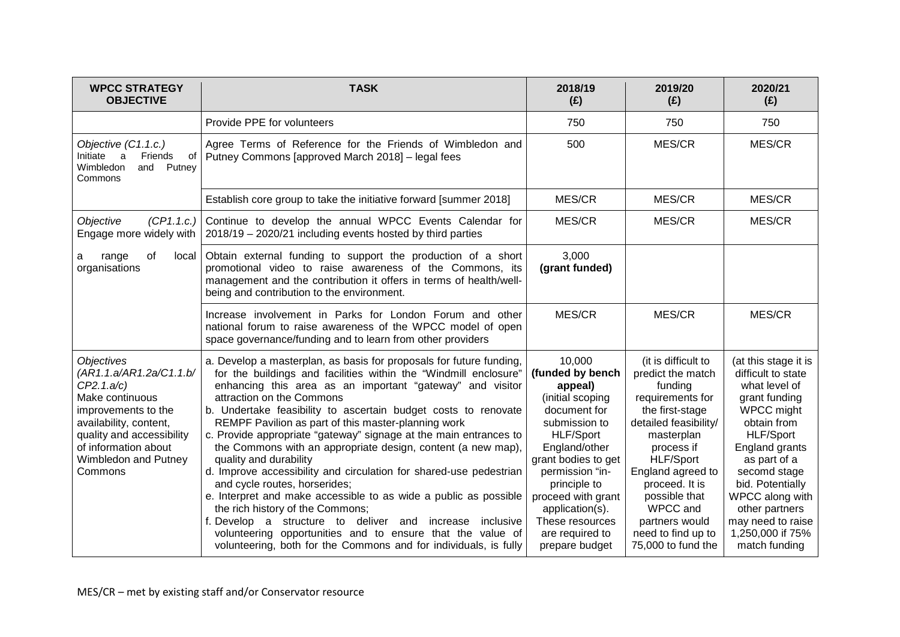| WPCC STRATEGY OBJECTIVE | TASK | 2018/19 (£) | 2019/20 (£) | 2020/21 (£) |
|---|---|---|---|---|
| | Provide PPE for volunteers | 750 | 750 | 750 |
| *Objective (C1.1.c.)* Initiate a Friends of Wimbledon and Putney Commons | Agree Terms of Reference for the Friends of Wimbledon and Putney Commons [approved March 2018] – legal fees | 500 | MES/CR | MES/CR |
| | Establish core group to take the initiative forward [summer 2018] | MES/CR | MES/CR | MES/CR |
| *Objective (CP1.1.c.)* Engage more widely with a range of local organisations | Continue to develop the annual WPCC Events Calendar for 2018/19 – 2020/21 including events hosted by third parties | MES/CR | MES/CR | MES/CR |
| | Obtain external funding to support the production of a short promotional video to raise awareness of the Commons, its management and the contribution it offers in terms of health/well-being and contribution to the environment. | 3,000 **(grant funded)** | | |
| | Increase involvement in Parks for London Forum and other national forum to raise awareness of the WPCC model of open space governance/funding and to learn from other providers | MES/CR | MES/CR | MES/CR |
| *Objectives (AR1.1.a/AR1.2a/C1.1.b/ CP2.1.a/c)* Make continuous improvements to the availability, content, quality and accessibility of information about Wimbledon and Putney Commons | a. Develop a masterplan, as basis for proposals for future funding, for the buildings and facilities within the "Windmill enclosure" enhancing this area as an important "gateway" and visitor attraction on the Commons<br>b. Undertake feasibility to ascertain budget costs to renovate REMPF Pavilion as part of this master-planning work<br>c. Provide appropriate "gateway" signage at the main entrances to the Commons with an appropriate design, content (a new map), quality and durability<br>d. Improve accessibility and circulation for shared-use pedestrian and cycle routes, horserides;<br>e. Interpret and make accessible to as wide a public as possible the rich history of the Commons;<br>f. Develop a structure to deliver and increase inclusive volunteering opportunities and to ensure that the value of volunteering, both for the Commons and for individuals, is fully | 10,000 **(funded by bench appeal)** (initial scoping document for submission to HLF/Sport England/other grant bodies to get permission "in-principle to proceed with grant application(s). These resources are required to prepare budget | (it is difficult to predict the match funding requirements for the first-stage detailed feasibility/ masterplan process if HLF/Sport England agreed to proceed. It is possible that WPCC and partners would need to find up to 75,000 to fund the | (at this stage it is difficult to state what level of grant funding WPCC might obtain from HLF/Sport England grants as part of a secomd stage bid. Potentially WPCC along with other partners may need to raise 1,250,000 if 75% match funding |

MES/CR – met by existing staff and/or Conservator resource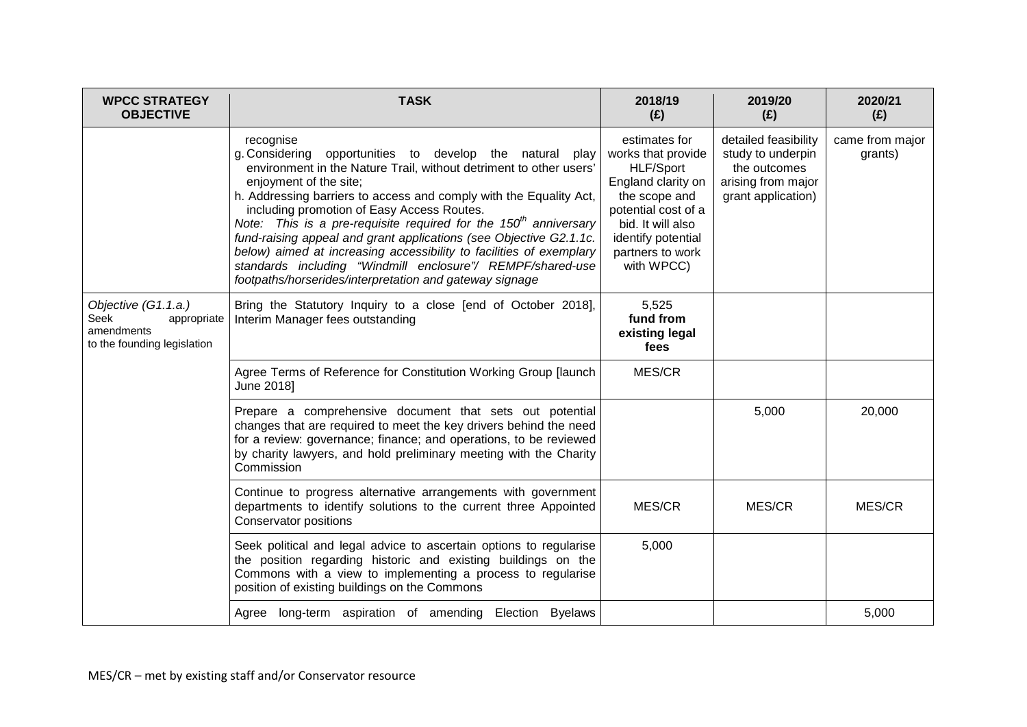| WPCC STRATEGY OBJECTIVE | TASK | 2018/19 (£) | 2019/20 (£) | 2020/21 (£) |
|---|---|---|---|---|
| | recognise<br>g. Considering opportunities to develop the natural play environment in the Nature Trail, without detriment to other users' enjoyment of the site;<br>h. Addressing barriers to access and comply with the Equality Act, including promotion of Easy Access Routes.<br>*Note: This is a pre-requisite required for the 150th anniversary fund-raising appeal and grant applications (see Objective G2.1.1c. below) aimed at increasing accessibility to facilities of exemplary standards including "Windmill enclosure"/ REMPF/shared-use footpaths/horserides/interpretation and gateway signage* | estimates for works that provide HLF/Sport England clarity on the scope and potential cost of a bid. It will also identify potential partners to work with WPCC) | detailed feasibility study to underpin the outcomes arising from major grant application) | came from major grants) |
| *Objective (G1.1.a.) Seek appropriate amendments to the founding legislation* | Bring the Statutory Inquiry to a close [end of October 2018], Interim Manager fees outstanding | 5,525 **fund from existing legal fees** | | |
| | Agree Terms of Reference for Constitution Working Group [launch June 2018] | MES/CR | | |
| | Prepare a comprehensive document that sets out potential changes that are required to meet the key drivers behind the need for a review: governance; finance; and operations, to be reviewed by charity lawyers, and hold preliminary meeting with the Charity Commission | | 5,000 | 20,000 |
| | Continue to progress alternative arrangements with government departments to identify solutions to the current three Appointed Conservator positions | MES/CR | MES/CR | MES/CR |
| | Seek political and legal advice to ascertain options to regularise the position regarding historic and existing buildings on the Commons with a view to implementing a process to regularise position of existing buildings on the Commons | 5,000 | | |
| | Agree long-term aspiration of amending Election Byelaws | | | 5,000 |

MES/CR – met by existing staff and/or Conservator resource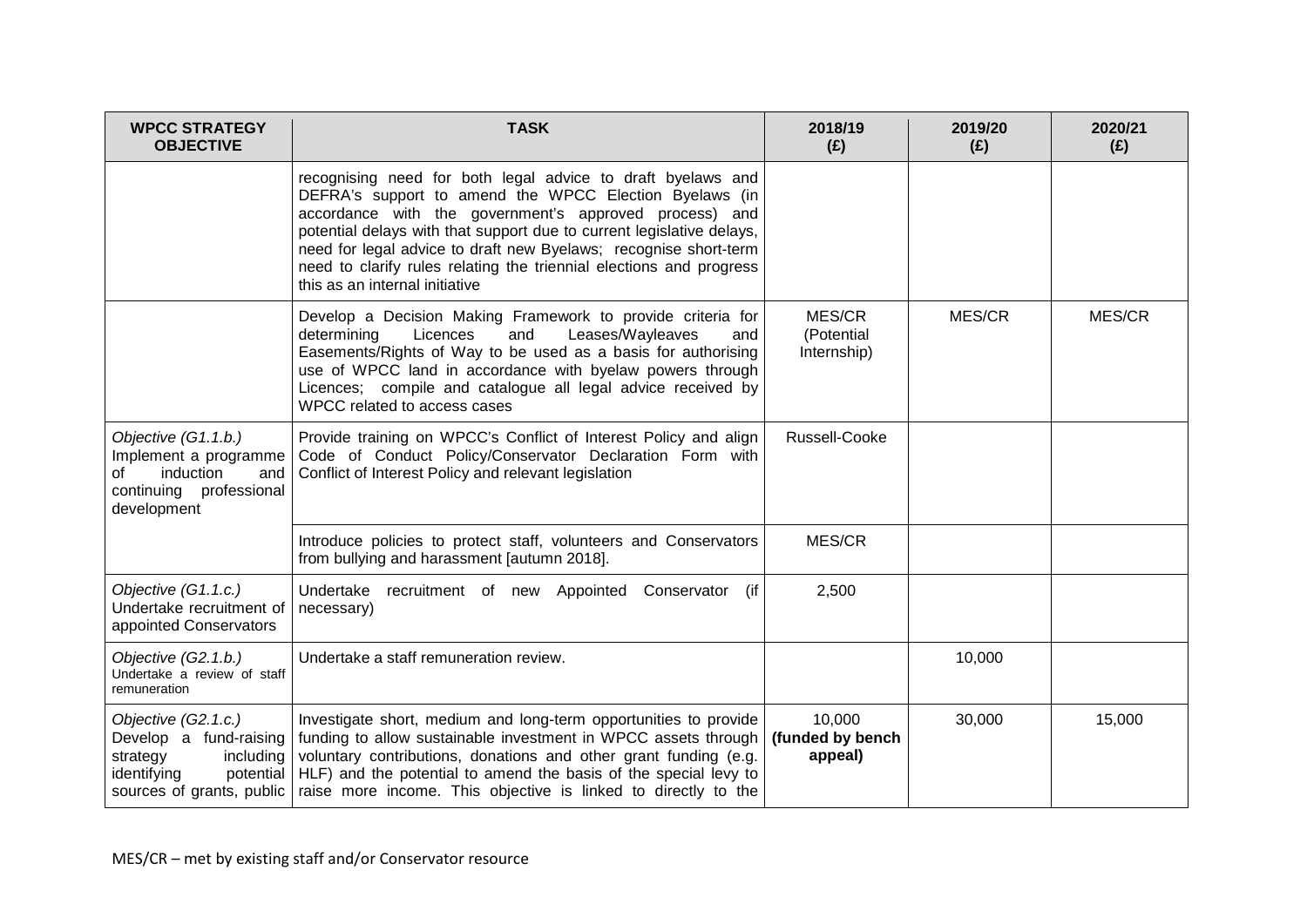| WPCC STRATEGY OBJECTIVE | TASK | 2018/19 (£) | 2019/20 (£) | 2020/21 (£) |
|---|---|---|---|---|
| | recognising need for both legal advice to draft byelaws and DEFRA's support to amend the WPCC Election Byelaws (in accordance with the government's approved process) and potential delays with that support due to current legislative delays, need for legal advice to draft new Byelaws; recognise short-term need to clarify rules relating the triennial elections and progress this as an internal initiative | | | |
| | Develop a Decision Making Framework to provide criteria for determining Licences and Leases/Wayleaves and Easements/Rights of Way to be used as a basis for authorising use of WPCC land in accordance with byelaw powers through Licences; compile and catalogue all legal advice received by WPCC related to access cases | MES/CR (Potential Internship) | MES/CR | MES/CR |
| *Objective (G1.1.b.)* Implement a programme of induction and continuing professional development | Provide training on WPCC's Conflict of Interest Policy and align Code of Conduct Policy/Conservator Declaration Form with Conflict of Interest Policy and relevant legislation | Russell-Cooke | | |
| | Introduce policies to protect staff, volunteers and Conservators from bullying and harassment [autumn 2018]. | MES/CR | | |
| *Objective (G1.1.c.)* Undertake recruitment of appointed Conservators | Undertake recruitment of new Appointed Conservator (if necessary) | 2,500 | | |
| *Objective (G2.1.b.)* Undertake a review of staff remuneration | Undertake a staff remuneration review. | | 10,000 | |
| *Objective (G2.1.c.)* Develop a fund-raising strategy including identifying potential sources of grants, public | Investigate short, medium and long-term opportunities to provide funding to allow sustainable investment in WPCC assets through voluntary contributions, donations and other grant funding (e.g. HLF) and the potential to amend the basis of the special levy to raise more income. This objective is linked to directly to the | 10,000 **(funded by bench appeal)** | 30,000 | 15,000 |

MES/CR – met by existing staff and/or Conservator resource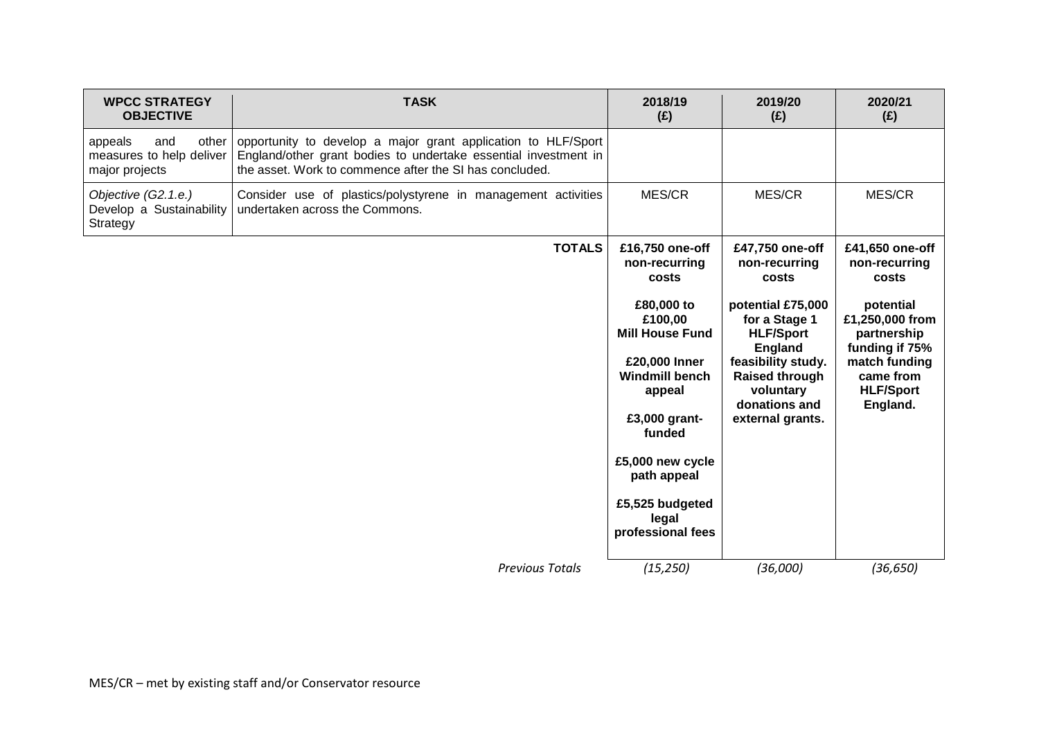| WPCC STRATEGY OBJECTIVE | TASK | 2018/19 (£) | 2019/20 (£) | 2020/21 (£) |
|---|---|---|---|---|
| appeals and other measures to help deliver major projects | opportunity to develop a major grant application to HLF/Sport England/other grant bodies to undertake essential investment in the asset. Work to commence after the SI has concluded. | | | |
| *Objective (G2.1.e.)* Develop a Sustainability Strategy | Consider use of plastics/polystyrene in management activities undertaken across the Commons. | MES/CR | MES/CR | MES/CR |
| | **TOTALS** | **£16,750 one-off non-recurring costs**<br><br>**£80,000 to £100,00 Mill House Fund**<br><br>**£20,000 Inner Windmill bench appeal**<br><br>**£3,000 grant-funded**<br><br>**£5,000 new cycle path appeal**<br><br>**£5,525 budgeted legal professional fees** | **£47,750 one-off non-recurring costs**<br><br>**potential £75,000 for a Stage 1 HLF/Sport England feasibility study. Raised through voluntary donations and external grants.** | **£41,650 one-off non-recurring costs**<br><br>**potential £1,250,000 from partnership funding if 75% match funding came from HLF/Sport England.** |
| | *Previous Totals* | *(15,250)* | *(36,000)* | *(36,650)* |

MES/CR – met by existing staff and/or Conservator resource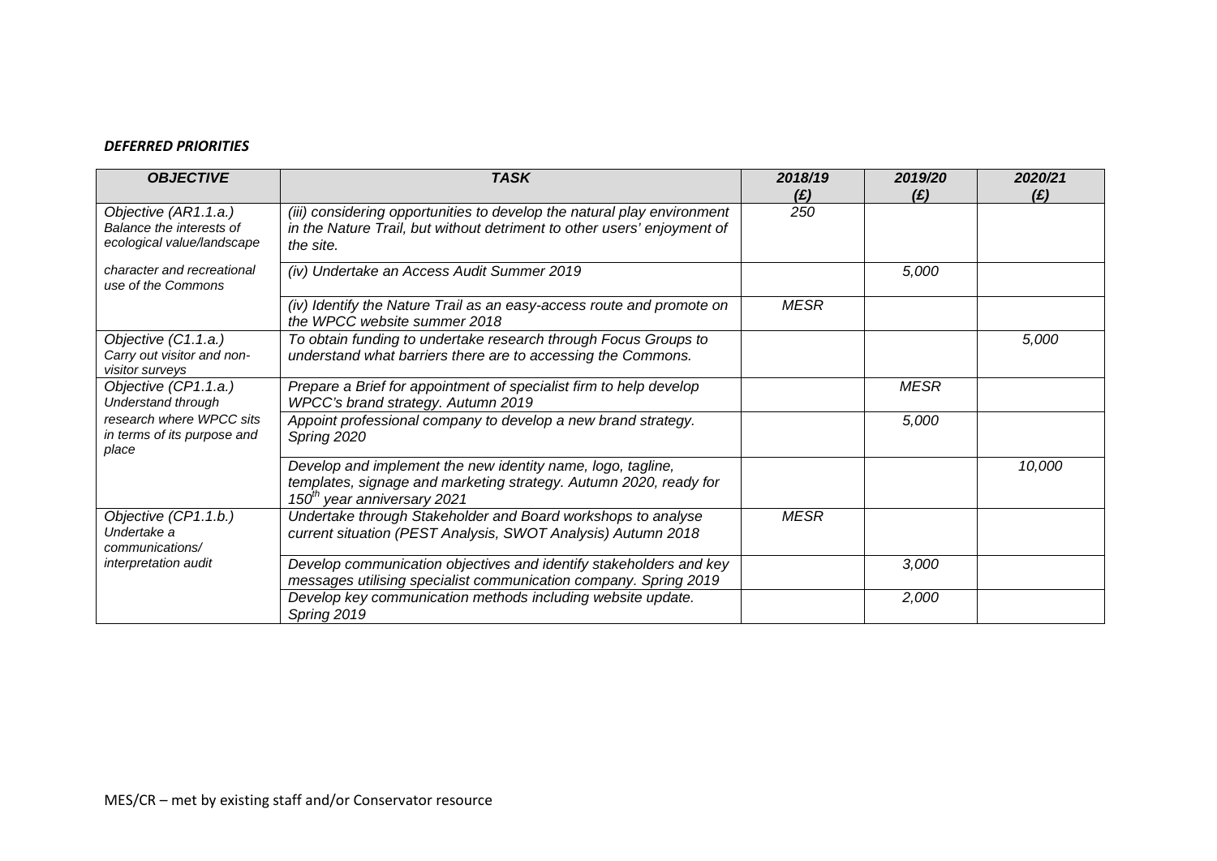***DEFERRED PRIORITIES***

| ***OBJECTIVE*** | ***TASK*** | ***2018/19 (£)*** | ***2019/20 (£)*** | ***2020/21 (£)*** |
|---|---|---|---|---|
| *Objective (AR1.1.a.) Balance the interests of ecological value/landscape character and recreational use of the Commons* | *(iii) considering opportunities to develop the natural play environment in the Nature Trail, but without detriment to other users' enjoyment of the site.* | *250* | | |
| | *(iv) Undertake an Access Audit Summer 2019* | | *5,000* | |
| | *(iv) Identify the Nature Trail as an easy-access route and promote on the WPCC website summer 2018* | *MESR* | | |
| *Objective (C1.1.a.) Carry out visitor and non-visitor surveys* | *To obtain funding to undertake research through Focus Groups to understand what barriers there are to accessing the Commons.* | | | *5,000* |
| *Objective (CP1.1.a.) Understand through research where WPCC sits in terms of its purpose and place* | *Prepare a Brief for appointment of specialist firm to help develop WPCC's brand strategy. Autumn 2019* | | *MESR* | |
| | *Appoint professional company to develop a new brand strategy. Spring 2020* | | *5,000* | |
| | *Develop and implement the new identity name, logo, tagline, templates, signage and marketing strategy. Autumn 2020, ready for 150th year anniversary 2021* | | | *10,000* |
| *Objective (CP1.1.b.) Undertake a communications/ interpretation audit* | *Undertake through Stakeholder and Board workshops to analyse current situation (PEST Analysis, SWOT Analysis) Autumn 2018* | *MESR* | | |
| | *Develop communication objectives and identify stakeholders and key messages utilising specialist communication company. Spring 2019* | | *3,000* | |
| | *Develop key communication methods including website update. Spring 2019* | | *2,000* | |

MES/CR – met by existing staff and/or Conservator resource